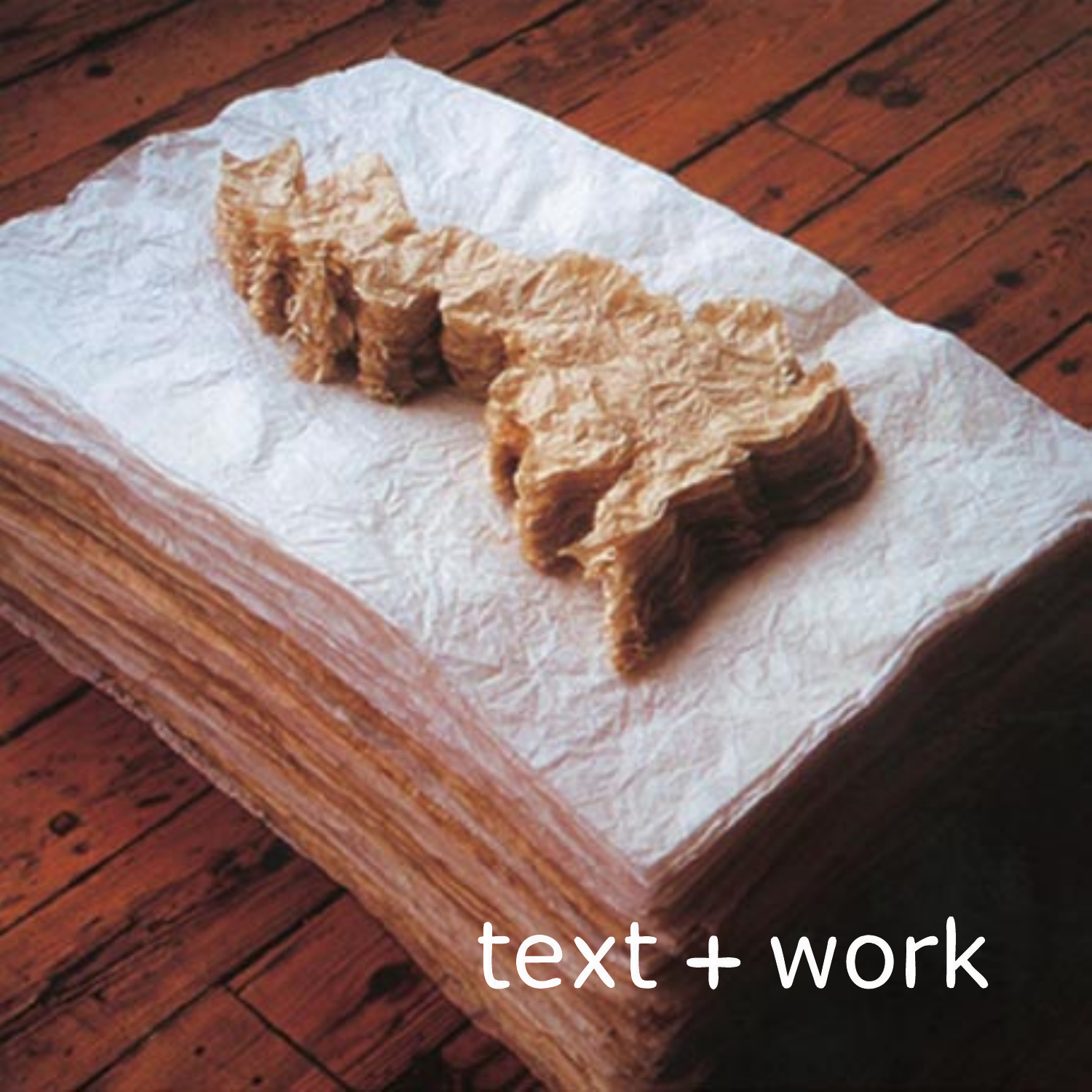text + work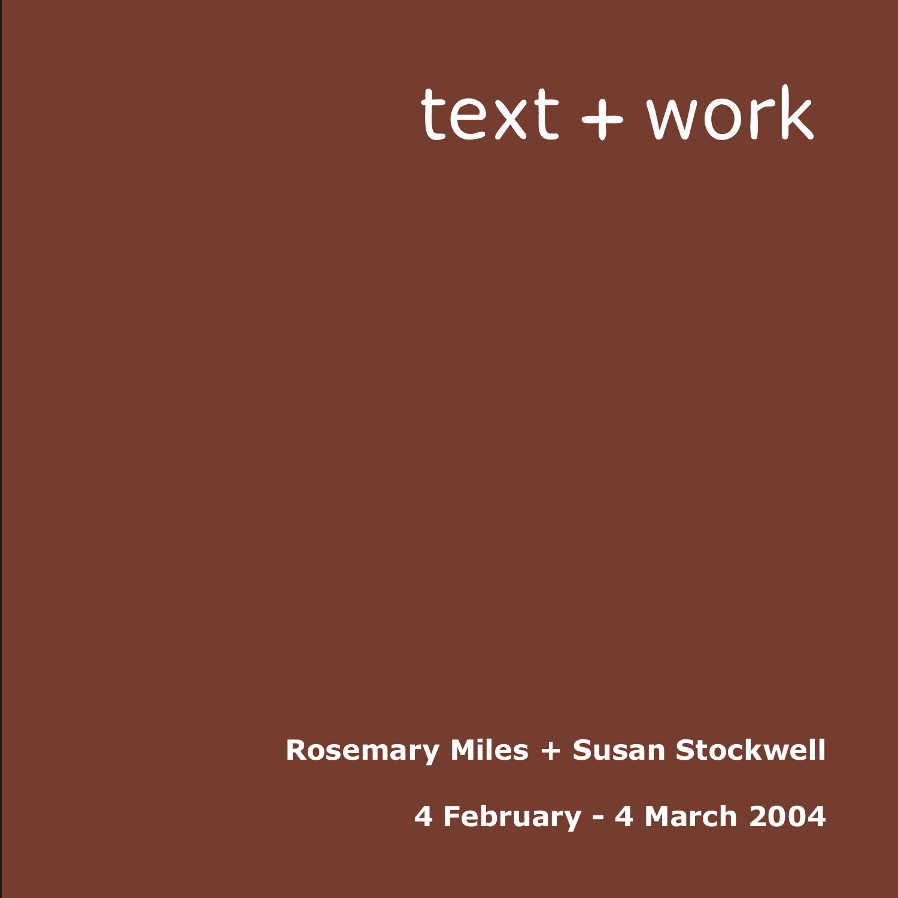# text + work

**Rosemary Miles + Susan Stockwell**

**4 February - 4 March 2004**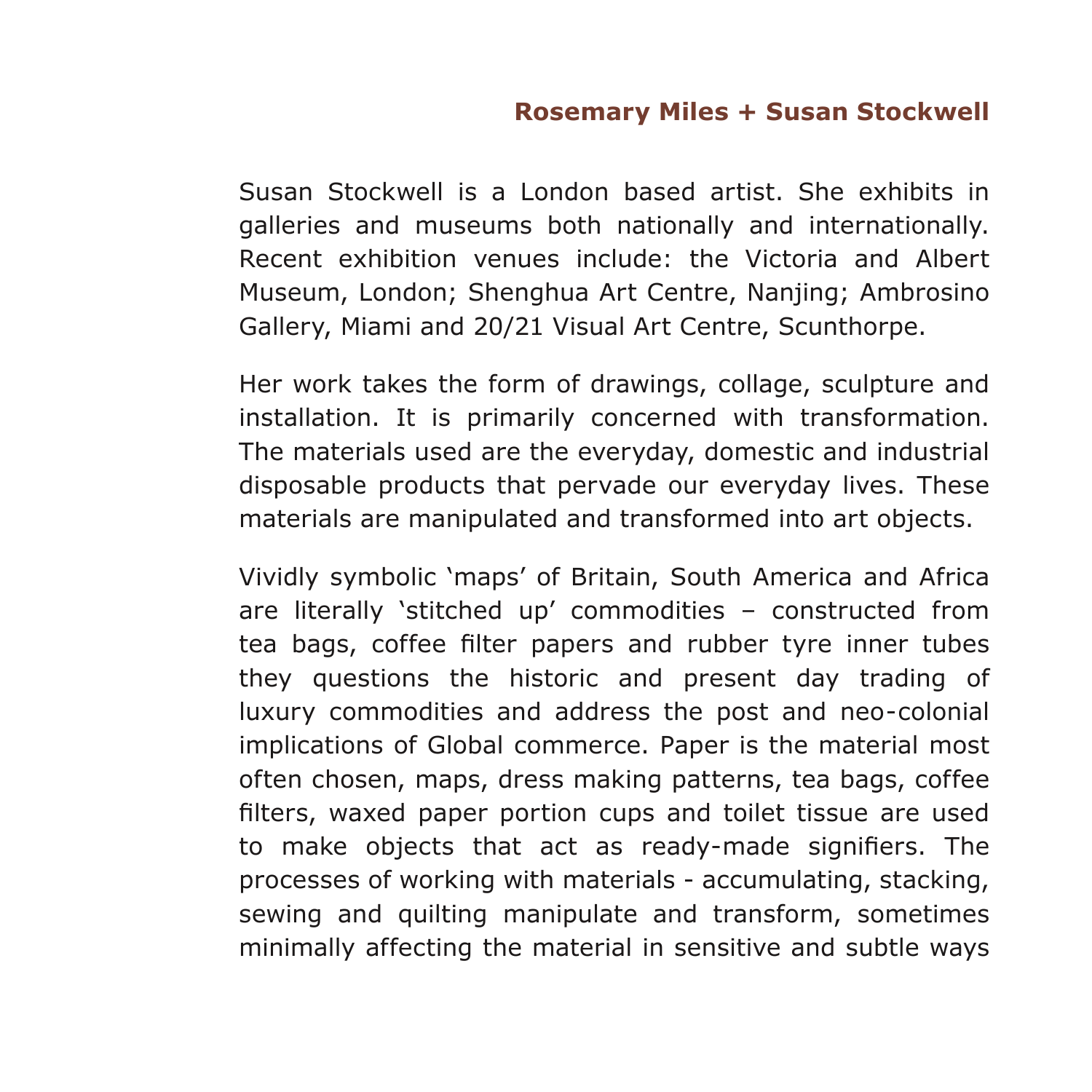## Rosemary Miles + Susan Stockwell

Susan Stockwell is a London based artist. She exhibits in galleries and museums both nationally and internationally. Recent exhibition venues include: the Victoria and Albert Museum, London; Shenghua Art Centre, Nanjing; Ambrosino Gallery, Miami and 20/21 Visual Art Centre, Scunthorpe.

Her work takes the form of drawings, collage, sculpture and installation. It is primarily concerned with transformation. The materials used are the everyday, domestic and industrial disposable products that pervade our everyday lives. These materials are manipulated and transformed into art objects.

Vividly symbolic 'maps' of Britain, South America and Africa are literally 'stitched up' commodities – constructed from tea bags, coffee filter papers and rubber tyre inner tubes they questions the historic and present day trading of luxury commodities and address the post and neo-colonial implications of Global commerce. Paper is the material most often chosen, maps, dress making patterns, tea bags, coffee filters, waxed paper portion cups and toilet tissue are used to make objects that act as ready-made signifiers. The processes of working with materials - accumulating, stacking, sewing and quilting manipulate and transform, sometimes minimally affecting the material in sensitive and subtle ways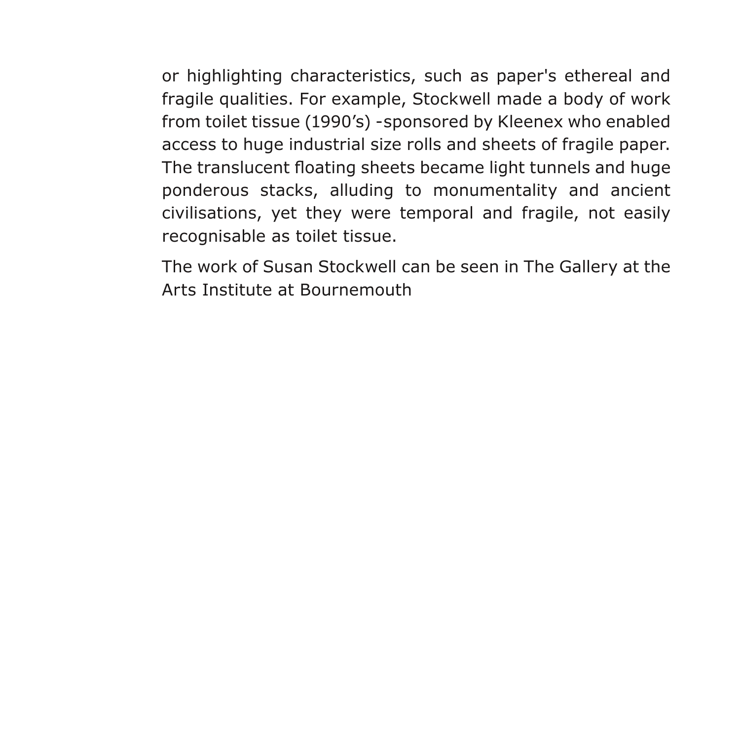or highlighting characteristics, such as paper's ethereal and fragile qualities. For example, Stockwell made a body of work from toilet tissue (1990's) -sponsored by Kleenex who enabled access to huge industrial size rolls and sheets of fragile paper. The translucent floating sheets became light tunnels and huge ponderous stacks, alluding to monumentality and ancient civilisations, yet they were temporal and fragile, not easily recognisable as toilet tissue.

The work of Susan Stockwell can be seen in The Gallery at the Arts Institute at Bournemouth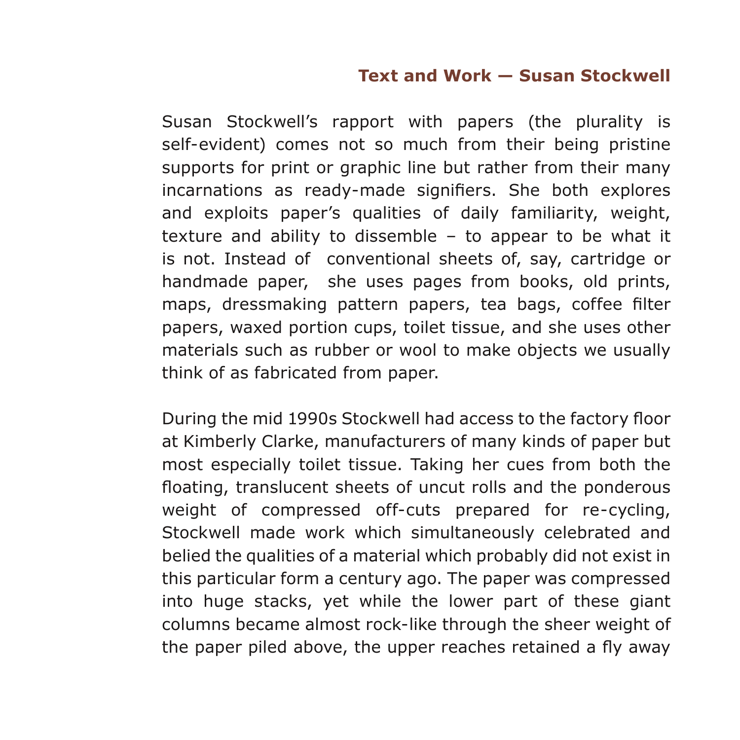## Text and Work — Susan Stockwell

Susan Stockwell's rapport with papers (the plurality is self-evident) comes not so much from their being pristine supports for print or graphic line but rather from their many incarnations as ready-made signifiers. She both explores and exploits paper's qualities of daily familiarity, weight, texture and ability to dissemble – to appear to be what it is not. Instead of conventional sheets of, say, cartridge or handmade paper, she uses pages from books, old prints, maps, dressmaking pattern papers, tea bags, coffee filter papers, waxed portion cups, toilet tissue, and she uses other materials such as rubber or wool to make objects we usually think of as fabricated from paper.

During the mid 1990s Stockwell had access to the factory floor at Kimberly Clarke, manufacturers of many kinds of paper but most especially toilet tissue. Taking her cues from both the floating, translucent sheets of uncut rolls and the ponderous weight of compressed off-cuts prepared for re-cycling, Stockwell made work which simultaneously celebrated and belied the qualities of a material which probably did not exist in this particular form a century ago. The paper was compressed into huge stacks, yet while the lower part of these giant columns became almost rock-like through the sheer weight of the paper piled above, the upper reaches retained a fly away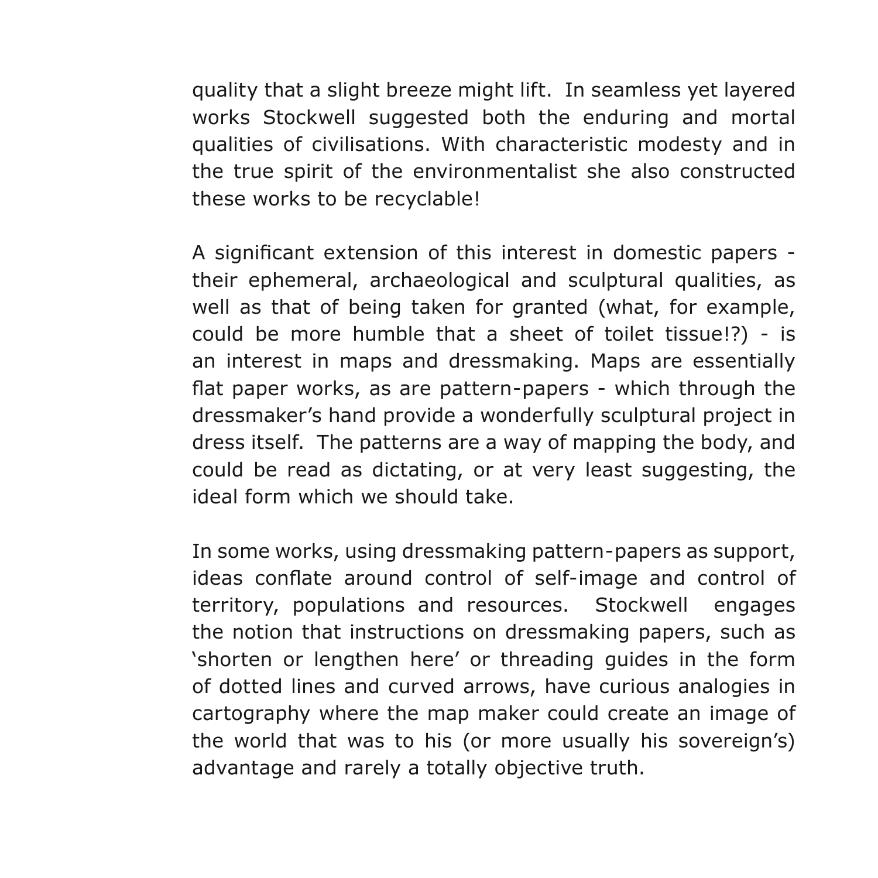quality that a slight breeze might lift. In seamless yet layered works Stockwell suggested both the enduring and mortal qualities of civilisations. With characteristic modesty and in the true spirit of the environmentalist she also constructed these works to be recyclable!

A significant extension of this interest in domestic papers - their ephemeral, archaeological and sculptural qualities, as well as that of being taken for granted (what, for example, could be more humble that a sheet of toilet tissue!?) - is an interest in maps and dressmaking. Maps are essentially flat paper works, as are pattern-papers - which through the dressmaker's hand provide a wonderfully sculptural project in dress itself. The patterns are a way of mapping the body, and could be read as dictating, or at very least suggesting, the ideal form which we should take.

In some works, using dressmaking pattern-papers as support, ideas conflate around control of self-image and control of territory, populations and resources. Stockwell engages the notion that instructions on dressmaking papers, such as 'shorten or lengthen here' or threading guides in the form of dotted lines and curved arrows, have curious analogies in cartography where the map maker could create an image of the world that was to his (or more usually his sovereign's) advantage and rarely a totally objective truth.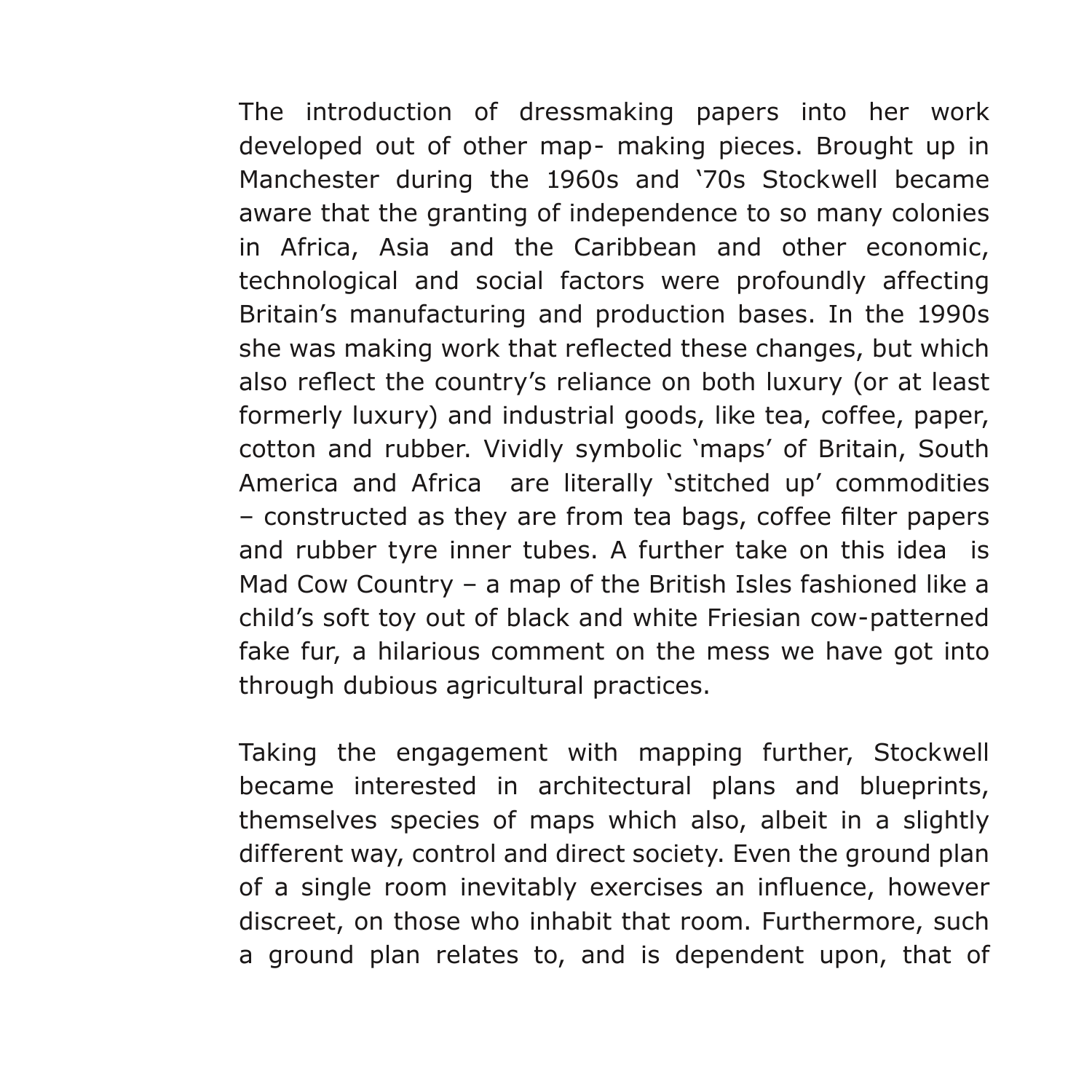The introduction of dressmaking papers into her work developed out of other map- making pieces. Brought up in Manchester during the 1960s and '70s Stockwell became aware that the granting of independence to so many colonies in Africa, Asia and the Caribbean and other economic, technological and social factors were profoundly affecting Britain's manufacturing and production bases. In the 1990s she was making work that reflected these changes, but which also reflect the country's reliance on both luxury (or at least formerly luxury) and industrial goods, like tea, coffee, paper, cotton and rubber. Vividly symbolic 'maps' of Britain, South America and Africa are literally 'stitched up' commodities – constructed as they are from tea bags, coffee filter papers and rubber tyre inner tubes. A further take on this idea is Mad Cow Country – a map of the British Isles fashioned like a child's soft toy out of black and white Friesian cow-patterned fake fur, a hilarious comment on the mess we have got into through dubious agricultural practices.

Taking the engagement with mapping further, Stockwell became interested in architectural plans and blueprints, themselves species of maps which also, albeit in a slightly different way, control and direct society. Even the ground plan of a single room inevitably exercises an influence, however discreet, on those who inhabit that room. Furthermore, such a ground plan relates to, and is dependent upon, that of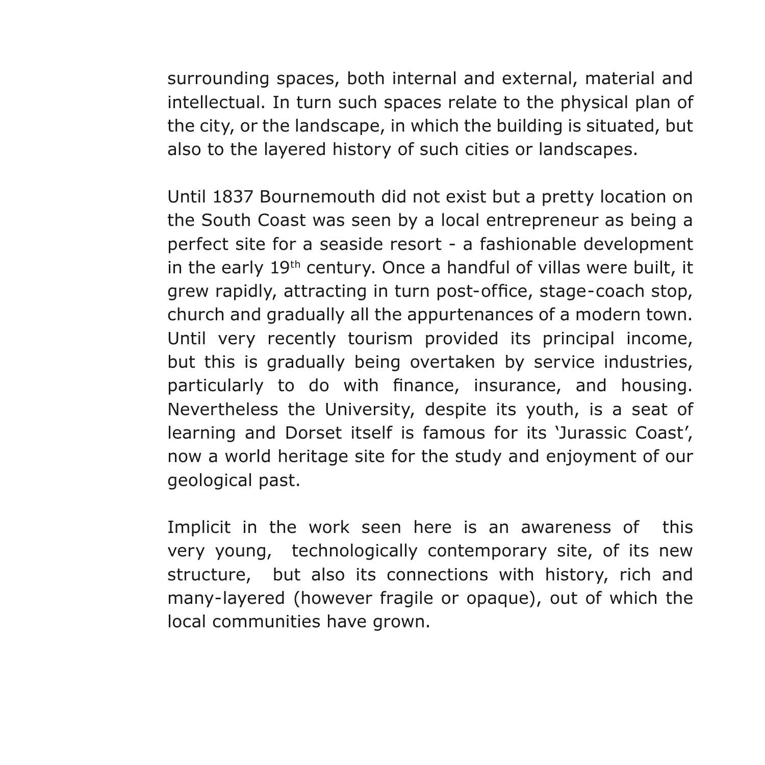surrounding spaces, both internal and external, material and intellectual. In turn such spaces relate to the physical plan of the city, or the landscape, in which the building is situated, but also to the layered history of such cities or landscapes.

Until 1837 Bournemouth did not exist but a pretty location on the South Coast was seen by a local entrepreneur as being a perfect site for a seaside resort - a fashionable development in the early $19^{th}$ century. Once a handful of villas were built, it grew rapidly, attracting in turn post-office, stage-coach stop, church and gradually all the appurtenances of a modern town. Until very recently tourism provided its principal income, but this is gradually being overtaken by service industries, particularly to do with finance, insurance, and housing. Nevertheless the University, despite its youth, is a seat of learning and Dorset itself is famous for its 'Jurassic Coast', now a world heritage site for the study and enjoyment of our geological past.

Implicit in the work seen here is an awareness of this very young, technologically contemporary site, of its new structure, but also its connections with history, rich and many-layered (however fragile or opaque), out of which the local communities have grown.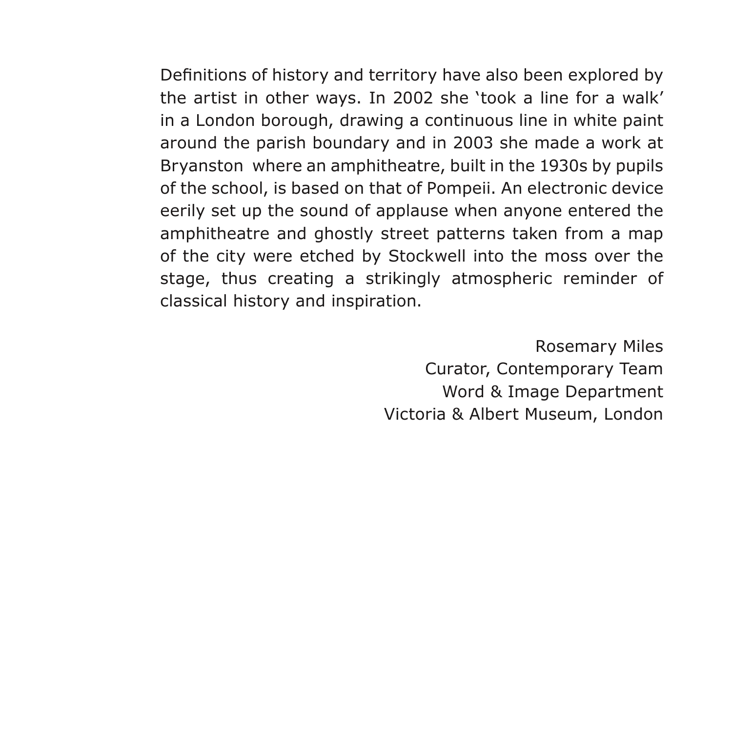Definitions of history and territory have also been explored by the artist in other ways. In 2002 she 'took a line for a walk' in a London borough, drawing a continuous line in white paint around the parish boundary and in 2003 she made a work at Bryanston where an amphitheatre, built in the 1930s by pupils of the school, is based on that of Pompeii. An electronic device eerily set up the sound of applause when anyone entered the amphitheatre and ghostly street patterns taken from a map of the city were etched by Stockwell into the moss over the stage, thus creating a strikingly atmospheric reminder of classical history and inspiration.

Rosemary Miles  
Curator, Contemporary Team  
Word & Image Department  
Victoria & Albert Museum, London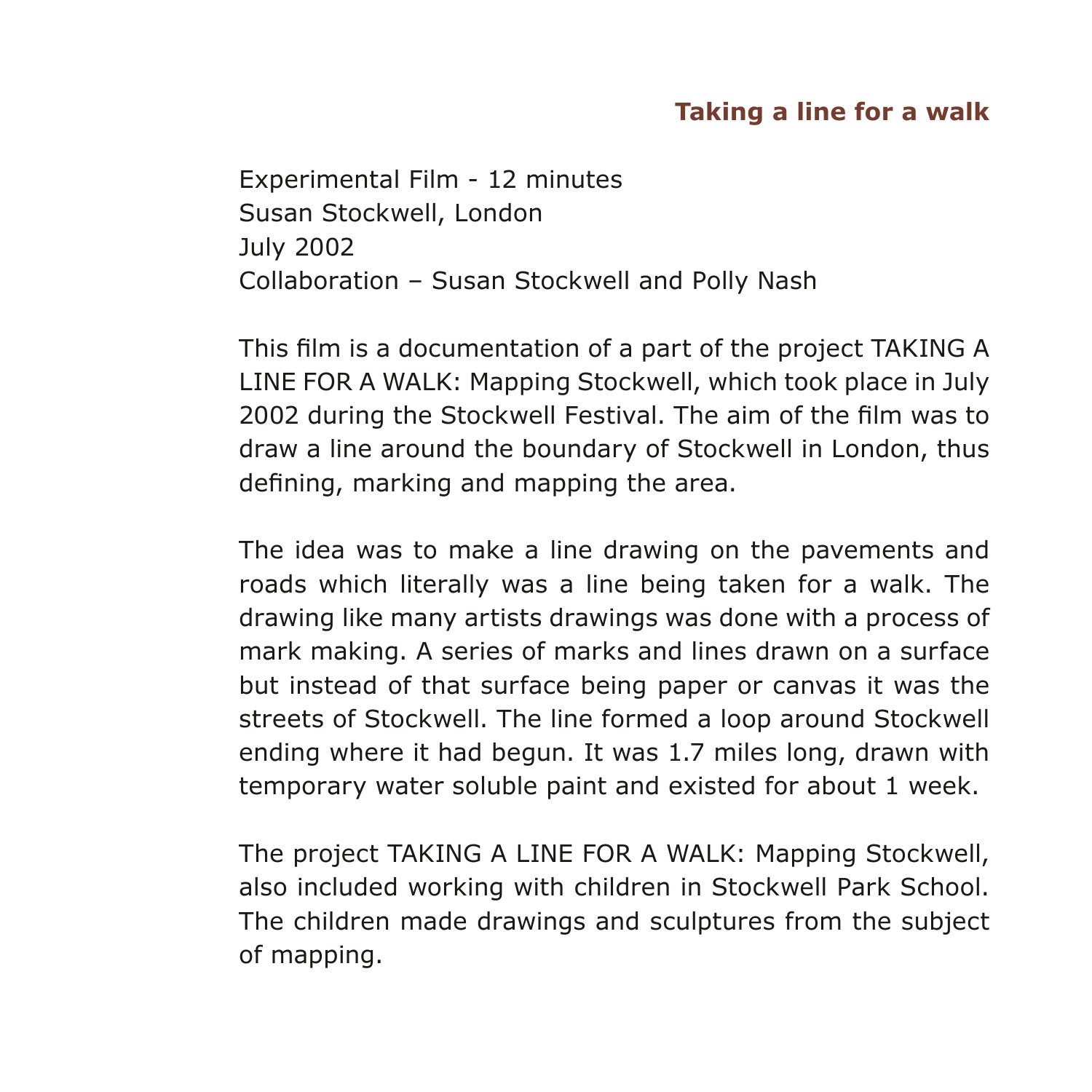## Taking a line for a walk

Experimental Film - 12 minutes
Susan Stockwell, London
July 2002
Collaboration – Susan Stockwell and Polly Nash

This film is a documentation of a part of the project TAKING A LINE FOR A WALK: Mapping Stockwell, which took place in July 2002 during the Stockwell Festival. The aim of the film was to draw a line around the boundary of Stockwell in London, thus defining, marking and mapping the area.

The idea was to make a line drawing on the pavements and roads which literally was a line being taken for a walk. The drawing like many artists drawings was done with a process of mark making. A series of marks and lines drawn on a surface but instead of that surface being paper or canvas it was the streets of Stockwell. The line formed a loop around Stockwell ending where it had begun. It was 1.7 miles long, drawn with temporary water soluble paint and existed for about 1 week.

The project TAKING A LINE FOR A WALK: Mapping Stockwell, also included working with children in Stockwell Park School. The children made drawings and sculptures from the subject of mapping.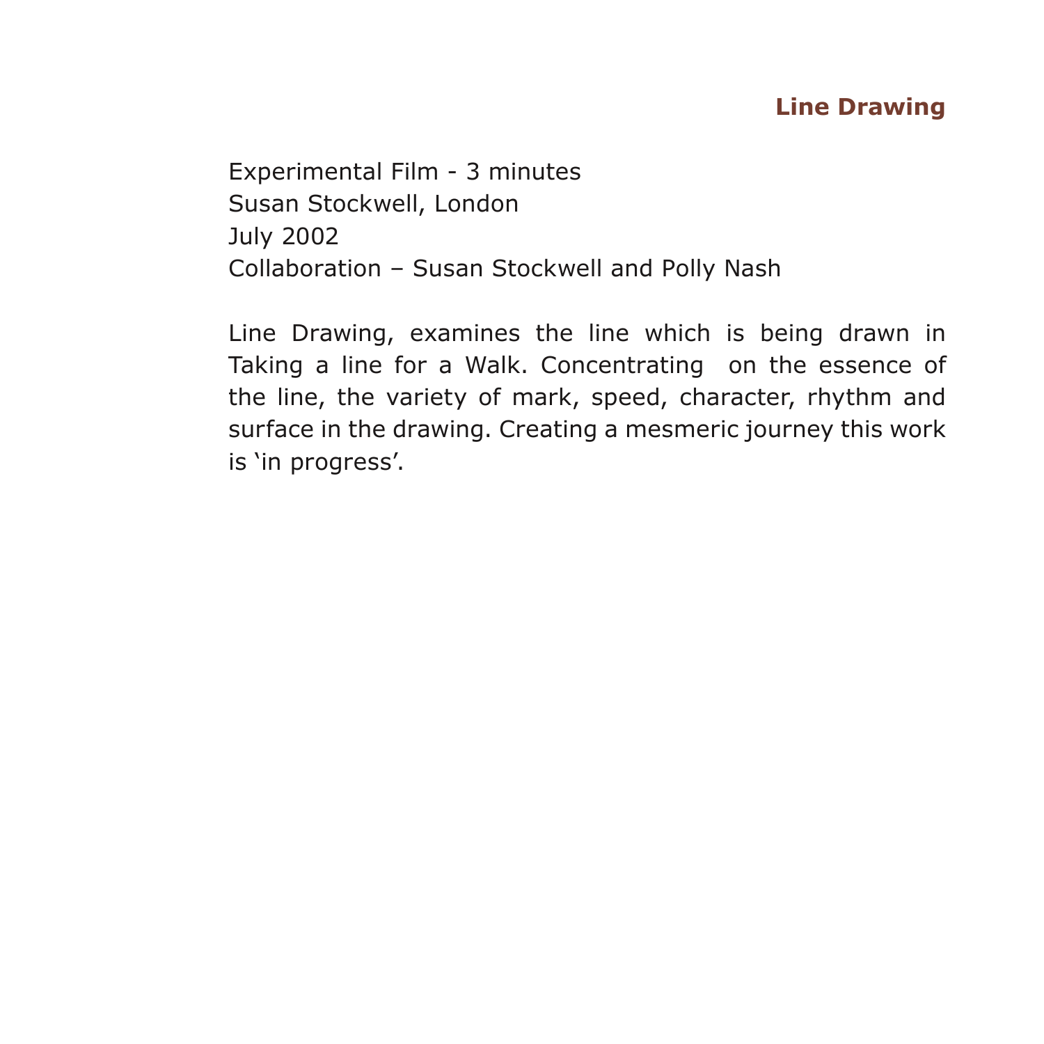## Line Drawing

Experimental Film - 3 minutes
Susan Stockwell, London
July 2002
Collaboration – Susan Stockwell and Polly Nash

Line Drawing, examines the line which is being drawn in Taking a line for a Walk. Concentrating on the essence of the line, the variety of mark, speed, character, rhythm and surface in the drawing. Creating a mesmeric journey this work is ‘in progress’.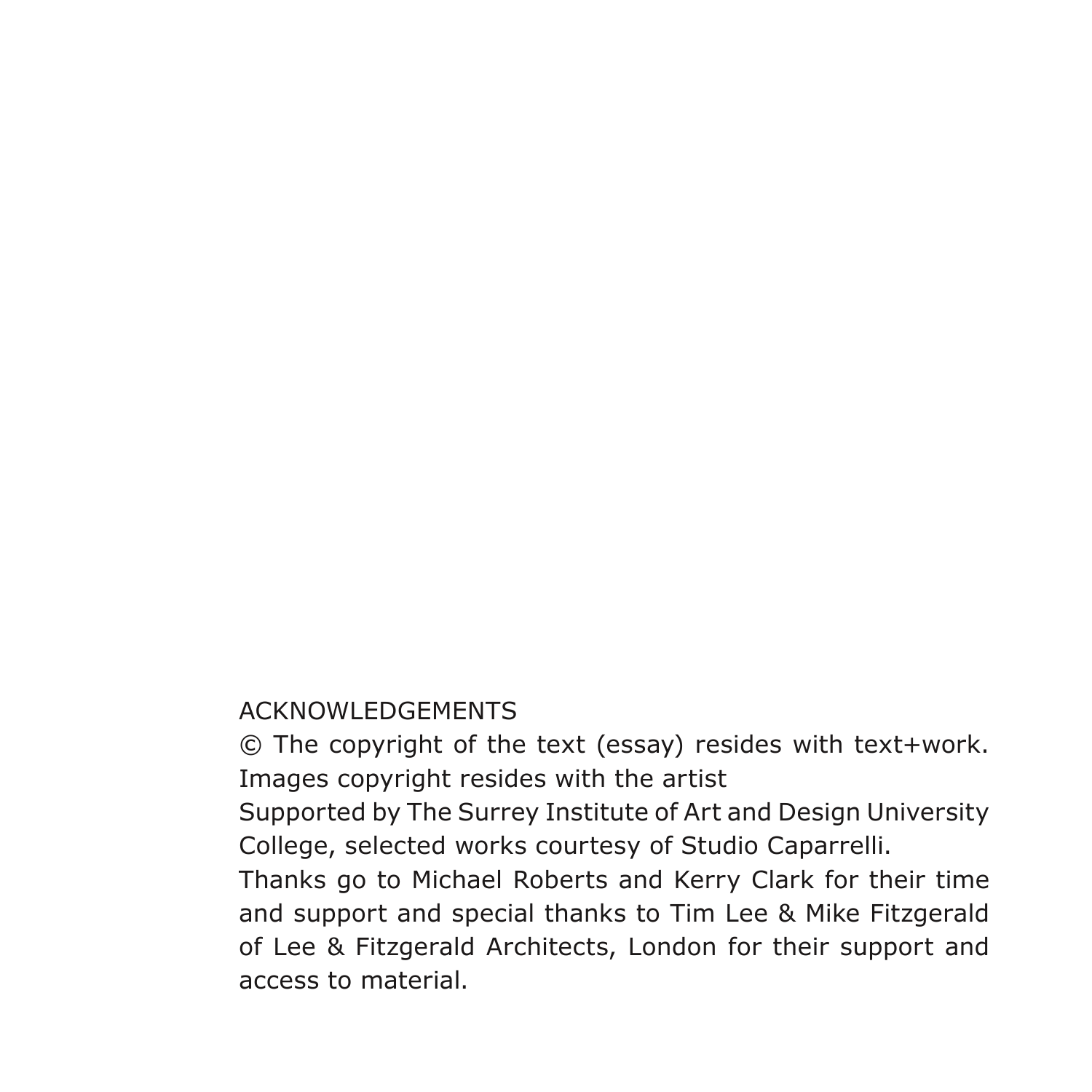ACKNOWLEDGEMENTS

© The copyright of the text (essay) resides with text+work. Images copyright resides with the artist

Supported by The Surrey Institute of Art and Design University College, selected works courtesy of Studio Caparrelli.

Thanks go to Michael Roberts and Kerry Clark for their time and support and special thanks to Tim Lee & Mike Fitzgerald of Lee & Fitzgerald Architects, London for their support and access to material.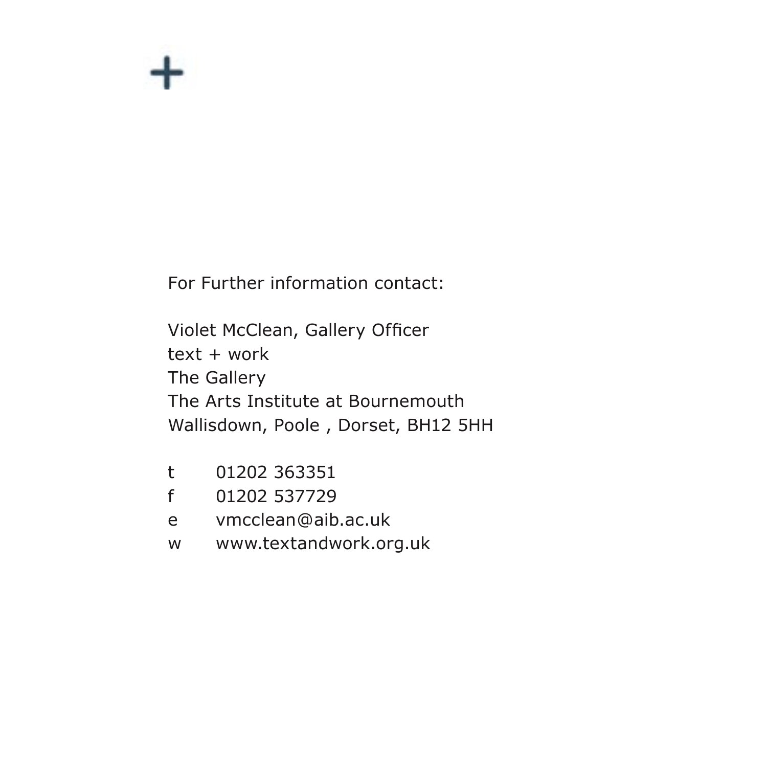+

For Further information contact:

Violet McClean, Gallery Officer
text + work
The Gallery
The Arts Institute at Bournemouth
Wallisdown, Poole , Dorset, BH12 5HH

t 01202 363351
f 01202 537729
e vmcclean@aib.ac.uk
w www.textandwork.org.uk